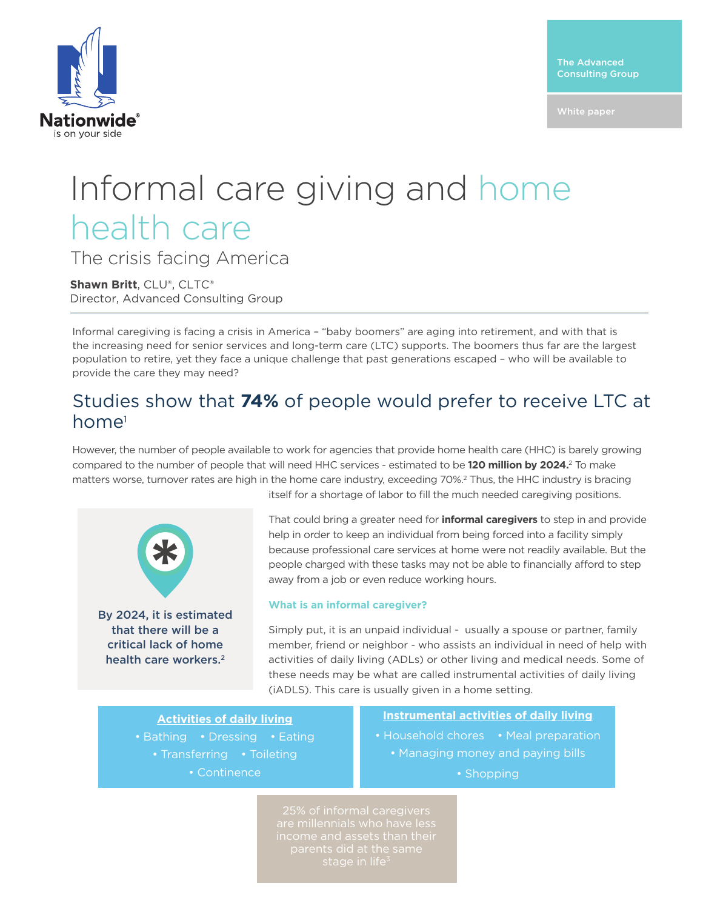Nationwide® is on your side

The Advanced Consulting Group

White paper

# Informal care giving and home health care

## The crisis facing America

**Shawn Britt**, CLU®, CLTC®
Director, Advanced Consulting Group

Informal caregiving is facing a crisis in America – "baby boomers" are aging into retirement, and with that is the increasing need for senior services and long-term care (LTC) supports. The boomers thus far are the largest population to retire, yet they face a unique challenge that past generations escaped – who will be available to provide the care they may need?

## Studies show that **74%** of people would prefer to receive LTC at home[1]

However, the number of people available to work for agencies that provide home health care (HHC) is barely growing compared to the number of people that will need HHC services - estimated to be **120 million by 2024.**[2] To make matters worse, turnover rates are high in the home care industry, exceeding 70%.[2] Thus, the HHC industry is bracing itself for a shortage of labor to fill the much needed caregiving positions.

**By 2024, it is estimated that there will be a critical lack of home health care workers.**[2]

That could bring a greater need for **informal caregivers** to step in and provide help in order to keep an individual from being forced into a facility simply because professional care services at home were not readily available. But the people charged with these tasks may not be able to financially afford to step away from a job or even reduce working hours.

### What is an informal caregiver?

Simply put, it is an unpaid individual - usually a spouse or partner, family member, friend or neighbor - who assists an individual in need of help with activities of daily living (ADLs) or other living and medical needs. Some of these needs may be what are called instrumental activities of daily living (iADLS). This care is usually given in a home setting.

**Activities of daily living**

- Bathing
- Dressing
- Eating
- Transferring
- Toileting
- Continence

**Instrumental activities of daily living**

- Household chores
- Meal preparation
- Managing money and paying bills
- Shopping

25% of informal caregivers are millennials who have less income and assets than their parents did at the same stage in life[3]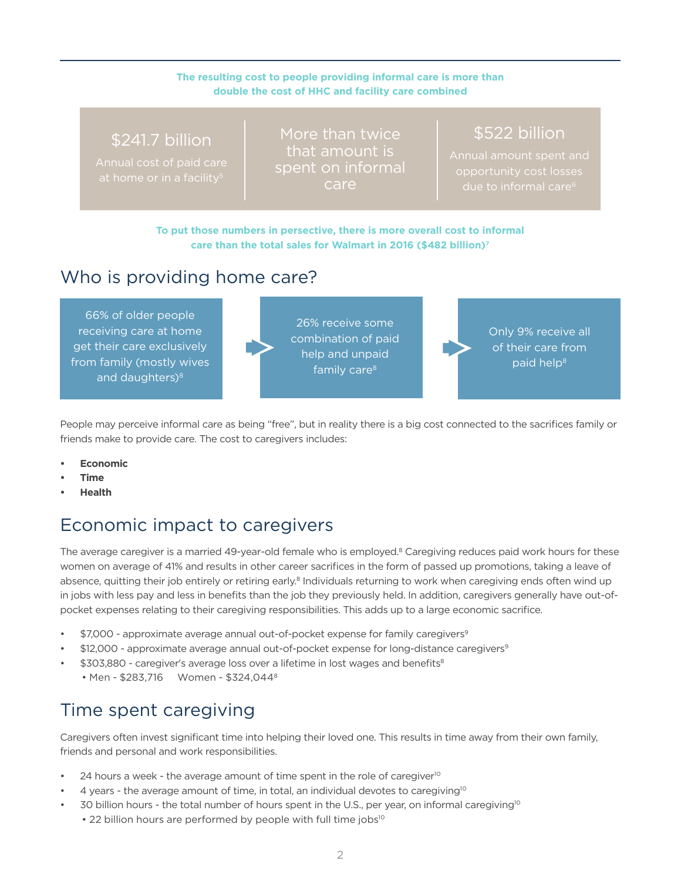**The resulting cost to people providing informal care is more than double the cost of HHC and facility care combined**

$241.7 billion

Annual cost of paid care at home or in a facility[5]

More than twice that amount is spent on informal care

$522 billion

Annual amount spent and opportunity cost losses due to informal care[6]

**To put those numbers in persective, there is more overall cost to informal care than the total sales for Walmart in 2016 ($482 billion)[7]**

## Who is providing home care?

66% of older people receiving care at home get their care exclusively from family (mostly wives and daughters)[8]

26% receive some combination of paid help and unpaid family care[8]

Only 9% receive all of their care from paid help[8]

People may perceive informal care as being "free", but in reality there is a big cost connected to the sacrifices family or friends make to provide care. The cost to caregivers includes:

- **Economic**
- **Time**
- **Health**

## Economic impact to caregivers

The average caregiver is a married 49-year-old female who is employed.[8] Caregiving reduces paid work hours for these women on average of 41% and results in other career sacrifices in the form of passed up promotions, taking a leave of absence, quitting their job entirely or retiring early.[8] Individuals returning to work when caregiving ends often wind up in jobs with less pay and less in benefits than the job they previously held. In addition, caregivers generally have out-of-pocket expenses relating to their caregiving responsibilities. This adds up to a large economic sacrifice.

- $7,000 - approximate average annual out-of-pocket expense for family caregivers[9]
- $12,000 - approximate average annual out-of-pocket expense for long-distance caregivers[9]
- $303,880 - caregiver's average loss over a lifetime in lost wages and benefits[8]
  - Men - $283,716 Women - $324,044[8]

## Time spent caregiving

Caregivers often invest significant time into helping their loved one. This results in time away from their own family, friends and personal and work responsibilities.

- 24 hours a week - the average amount of time spent in the role of caregiver[10]
- 4 years - the average amount of time, in total, an individual devotes to caregiving[10]
- 30 billion hours - the total number of hours spent in the U.S., per year, on informal caregiving[10]
  - 22 billion hours are performed by people with full time jobs[10]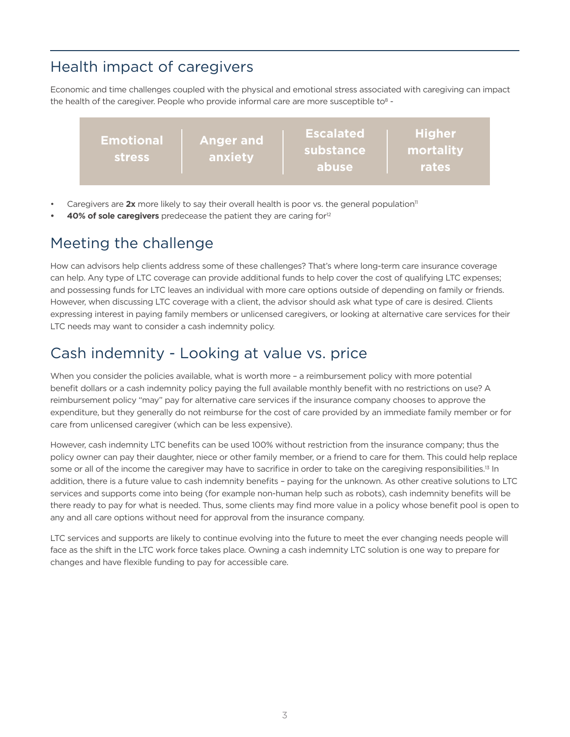## Health impact of caregivers

Economic and time challenges coupled with the physical and emotional stress associated with caregiving can impact the health of the caregiver. People who provide informal care are more susceptible to[8] -

| Emotional stress | Anger and anxiety | Escalated substance abuse | Higher mortality rates |
|---|---|---|---|

- Caregivers are **2x** more likely to say their overall health is poor vs. the general population[11]
- **40% of sole caregivers** predecease the patient they are caring for[12]

## Meeting the challenge

How can advisors help clients address some of these challenges? That's where long-term care insurance coverage can help. Any type of LTC coverage can provide additional funds to help cover the cost of qualifying LTC expenses; and possessing funds for LTC leaves an individual with more care options outside of depending on family or friends. However, when discussing LTC coverage with a client, the advisor should ask what type of care is desired. Clients expressing interest in paying family members or unlicensed caregivers, or looking at alternative care services for their LTC needs may want to consider a cash indemnity policy.

## Cash indemnity - Looking at value vs. price

When you consider the policies available, what is worth more – a reimbursement policy with more potential benefit dollars or a cash indemnity policy paying the full available monthly benefit with no restrictions on use? A reimbursement policy "may" pay for alternative care services if the insurance company chooses to approve the expenditure, but they generally do not reimburse for the cost of care provided by an immediate family member or for care from unlicensed caregiver (which can be less expensive).

However, cash indemnity LTC benefits can be used 100% without restriction from the insurance company; thus the policy owner can pay their daughter, niece or other family member, or a friend to care for them. This could help replace some or all of the income the caregiver may have to sacrifice in order to take on the caregiving responsibilities.[13] In addition, there is a future value to cash indemnity benefits – paying for the unknown. As other creative solutions to LTC services and supports come into being (for example non-human help such as robots), cash indemnity benefits will be there ready to pay for what is needed. Thus, some clients may find more value in a policy whose benefit pool is open to any and all care options without need for approval from the insurance company.

LTC services and supports are likely to continue evolving into the future to meet the ever changing needs people will face as the shift in the LTC work force takes place. Owning a cash indemnity LTC solution is one way to prepare for changes and have flexible funding to pay for accessible care.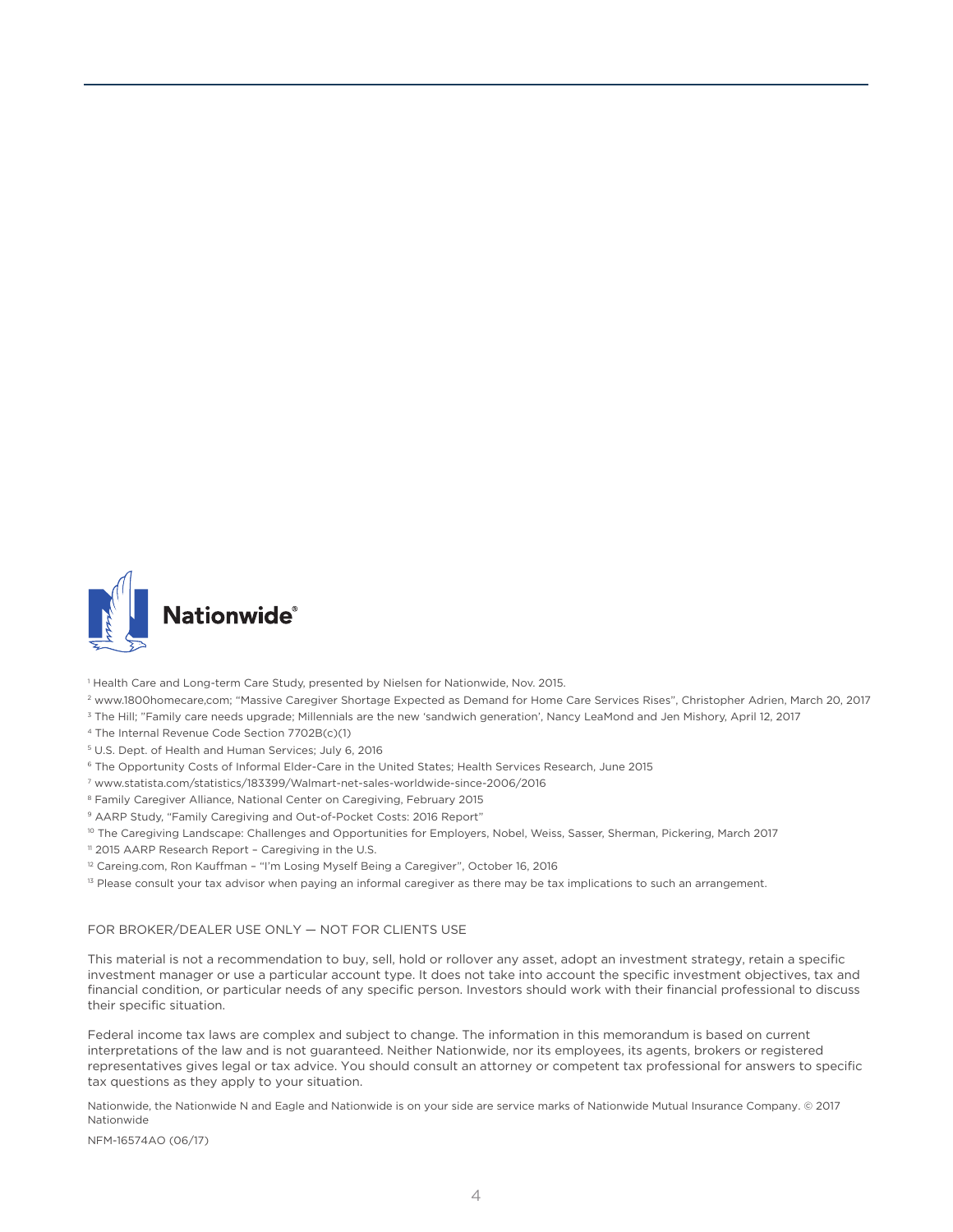Nationwide®

[1] Health Care and Long-term Care Study, presented by Nielsen for Nationwide, Nov. 2015.

[2] www.1800homecare,com; "Massive Caregiver Shortage Expected as Demand for Home Care Services Rises", Christopher Adrien, March 20, 2017

[3] The Hill; "Family care needs upgrade; Millennials are the new 'sandwich generation', Nancy LeaMond and Jen Mishory, April 12, 2017

[4] The Internal Revenue Code Section 7702B(c)(1)

[5] U.S. Dept. of Health and Human Services; July 6, 2016

[6] The Opportunity Costs of Informal Elder-Care in the United States; Health Services Research, June 2015

[7] www.statista.com/statistics/183399/Walmart-net-sales-worldwide-since-2006/2016

[8] Family Caregiver Alliance, National Center on Caregiving, February 2015

[9] AARP Study, "Family Caregiving and Out-of-Pocket Costs: 2016 Report"

[10] The Caregiving Landscape: Challenges and Opportunities for Employers, Nobel, Weiss, Sasser, Sherman, Pickering, March 2017

[11] 2015 AARP Research Report – Caregiving in the U.S.

[12] Careing.com, Ron Kauffman – "I'm Losing Myself Being a Caregiver", October 16, 2016

[13] Please consult your tax advisor when paying an informal caregiver as there may be tax implications to such an arrangement.

FOR BROKER/DEALER USE ONLY — NOT FOR CLIENTS USE

This material is not a recommendation to buy, sell, hold or rollover any asset, adopt an investment strategy, retain a specific investment manager or use a particular account type. It does not take into account the specific investment objectives, tax and financial condition, or particular needs of any specific person. Investors should work with their financial professional to discuss their specific situation.

Federal income tax laws are complex and subject to change. The information in this memorandum is based on current interpretations of the law and is not guaranteed. Neither Nationwide, nor its employees, its agents, brokers or registered representatives gives legal or tax advice. You should consult an attorney or competent tax professional for answers to specific tax questions as they apply to your situation.

Nationwide, the Nationwide N and Eagle and Nationwide is on your side are service marks of Nationwide Mutual Insurance Company. © 2017 Nationwide

NFM-16574AO (06/17)